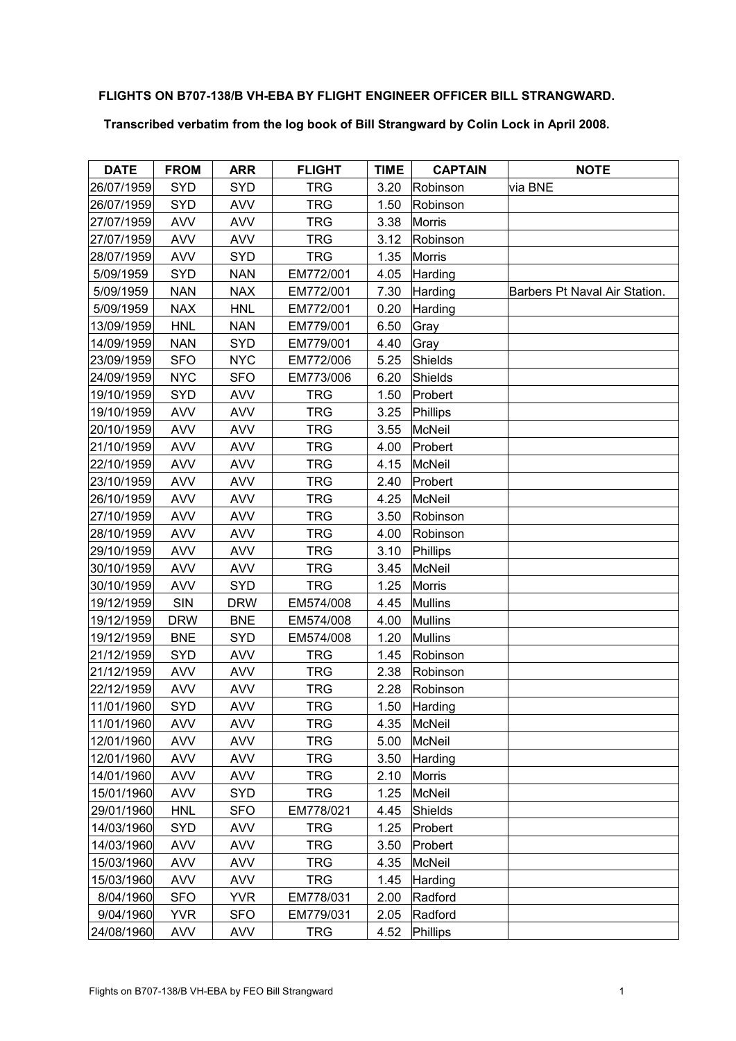**FLIGHTS ON B707-138/B VH-EBA BY FLIGHT ENGINEER OFFICER BILL STRANGWARD.**

**Transcribed verbatim from the log book of Bill Strangward by Colin Lock in April 2008.**

| DATE | FROM | ARR | FLIGHT | TIME | CAPTAIN | NOTE |
|---|---|---|---|---|---|---|
| 26/07/1959 | SYD | SYD | TRG | 3.20 | Robinson | via BNE |
| 26/07/1959 | SYD | AVV | TRG | 1.50 | Robinson | |
| 27/07/1959 | AVV | AVV | TRG | 3.38 | Morris | |
| 27/07/1959 | AVV | AVV | TRG | 3.12 | Robinson | |
| 28/07/1959 | AVV | SYD | TRG | 1.35 | Morris | |
| 5/09/1959 | SYD | NAN | EM772/001 | 4.05 | Harding | |
| 5/09/1959 | NAN | NAX | EM772/001 | 7.30 | Harding | Barbers Pt Naval Air Station. |
| 5/09/1959 | NAX | HNL | EM772/001 | 0.20 | Harding | |
| 13/09/1959 | HNL | NAN | EM779/001 | 6.50 | Gray | |
| 14/09/1959 | NAN | SYD | EM779/001 | 4.40 | Gray | |
| 23/09/1959 | SFO | NYC | EM772/006 | 5.25 | Shields | |
| 24/09/1959 | NYC | SFO | EM773/006 | 6.20 | Shields | |
| 19/10/1959 | SYD | AVV | TRG | 1.50 | Probert | |
| 19/10/1959 | AVV | AVV | TRG | 3.25 | Phillips | |
| 20/10/1959 | AVV | AVV | TRG | 3.55 | McNeil | |
| 21/10/1959 | AVV | AVV | TRG | 4.00 | Probert | |
| 22/10/1959 | AVV | AVV | TRG | 4.15 | McNeil | |
| 23/10/1959 | AVV | AVV | TRG | 2.40 | Probert | |
| 26/10/1959 | AVV | AVV | TRG | 4.25 | McNeil | |
| 27/10/1959 | AVV | AVV | TRG | 3.50 | Robinson | |
| 28/10/1959 | AVV | AVV | TRG | 4.00 | Robinson | |
| 29/10/1959 | AVV | AVV | TRG | 3.10 | Phillips | |
| 30/10/1959 | AVV | AVV | TRG | 3.45 | McNeil | |
| 30/10/1959 | AVV | SYD | TRG | 1.25 | Morris | |
| 19/12/1959 | SIN | DRW | EM574/008 | 4.45 | Mullins | |
| 19/12/1959 | DRW | BNE | EM574/008 | 4.00 | Mullins | |
| 19/12/1959 | BNE | SYD | EM574/008 | 1.20 | Mullins | |
| 21/12/1959 | SYD | AVV | TRG | 1.45 | Robinson | |
| 21/12/1959 | AVV | AVV | TRG | 2.38 | Robinson | |
| 22/12/1959 | AVV | AVV | TRG | 2.28 | Robinson | |
| 11/01/1960 | SYD | AVV | TRG | 1.50 | Harding | |
| 11/01/1960 | AVV | AVV | TRG | 4.35 | McNeil | |
| 12/01/1960 | AVV | AVV | TRG | 5.00 | McNeil | |
| 12/01/1960 | AVV | AVV | TRG | 3.50 | Harding | |
| 14/01/1960 | AVV | AVV | TRG | 2.10 | Morris | |
| 15/01/1960 | AVV | SYD | TRG | 1.25 | McNeil | |
| 29/01/1960 | HNL | SFO | EM778/021 | 4.45 | Shields | |
| 14/03/1960 | SYD | AVV | TRG | 1.25 | Probert | |
| 14/03/1960 | AVV | AVV | TRG | 3.50 | Probert | |
| 15/03/1960 | AVV | AVV | TRG | 4.35 | McNeil | |
| 15/03/1960 | AVV | AVV | TRG | 1.45 | Harding | |
| 8/04/1960 | SFO | YVR | EM778/031 | 2.00 | Radford | |
| 9/04/1960 | YVR | SFO | EM779/031 | 2.05 | Radford | |
| 24/08/1960 | AVV | AVV | TRG | 4.52 | Phillips | |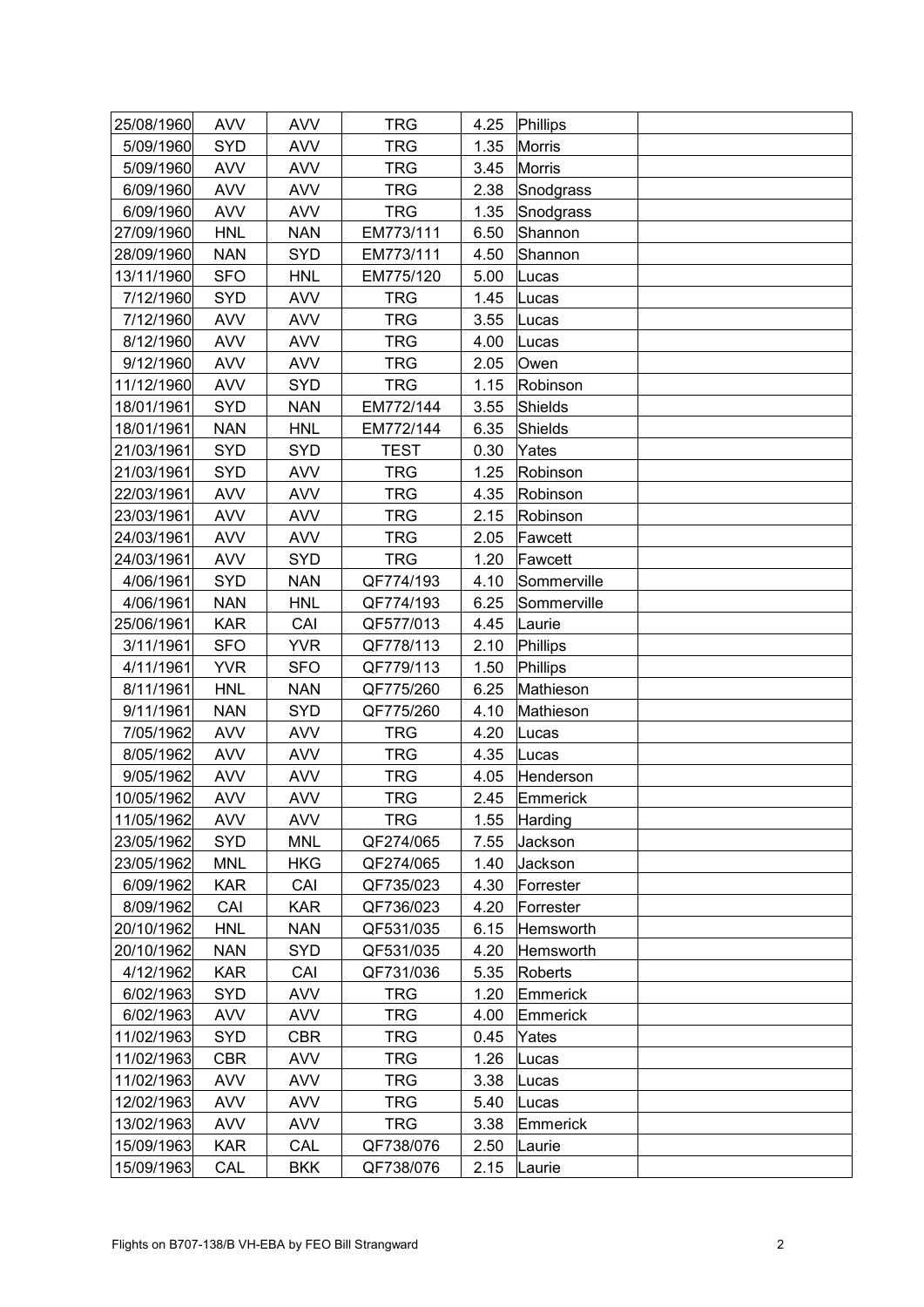| | | | | | | |
|---|---|---|---|---|---|---|
| 25/08/1960 | AVV | AVV | TRG | 4.25 | Phillips | |
| 5/09/1960 | SYD | AVV | TRG | 1.35 | Morris | |
| 5/09/1960 | AVV | AVV | TRG | 3.45 | Morris | |
| 6/09/1960 | AVV | AVV | TRG | 2.38 | Snodgrass | |
| 6/09/1960 | AVV | AVV | TRG | 1.35 | Snodgrass | |
| 27/09/1960 | HNL | NAN | EM773/111 | 6.50 | Shannon | |
| 28/09/1960 | NAN | SYD | EM773/111 | 4.50 | Shannon | |
| 13/11/1960 | SFO | HNL | EM775/120 | 5.00 | Lucas | |
| 7/12/1960 | SYD | AVV | TRG | 1.45 | Lucas | |
| 7/12/1960 | AVV | AVV | TRG | 3.55 | Lucas | |
| 8/12/1960 | AVV | AVV | TRG | 4.00 | Lucas | |
| 9/12/1960 | AVV | AVV | TRG | 2.05 | Owen | |
| 11/12/1960 | AVV | SYD | TRG | 1.15 | Robinson | |
| 18/01/1961 | SYD | NAN | EM772/144 | 3.55 | Shields | |
| 18/01/1961 | NAN | HNL | EM772/144 | 6.35 | Shields | |
| 21/03/1961 | SYD | SYD | TEST | 0.30 | Yates | |
| 21/03/1961 | SYD | AVV | TRG | 1.25 | Robinson | |
| 22/03/1961 | AVV | AVV | TRG | 4.35 | Robinson | |
| 23/03/1961 | AVV | AVV | TRG | 2.15 | Robinson | |
| 24/03/1961 | AVV | AVV | TRG | 2.05 | Fawcett | |
| 24/03/1961 | AVV | SYD | TRG | 1.20 | Fawcett | |
| 4/06/1961 | SYD | NAN | QF774/193 | 4.10 | Sommerville | |
| 4/06/1961 | NAN | HNL | QF774/193 | 6.25 | Sommerville | |
| 25/06/1961 | KAR | CAI | QF577/013 | 4.45 | Laurie | |
| 3/11/1961 | SFO | YVR | QF778/113 | 2.10 | Phillips | |
| 4/11/1961 | YVR | SFO | QF779/113 | 1.50 | Phillips | |
| 8/11/1961 | HNL | NAN | QF775/260 | 6.25 | Mathieson | |
| 9/11/1961 | NAN | SYD | QF775/260 | 4.10 | Mathieson | |
| 7/05/1962 | AVV | AVV | TRG | 4.20 | Lucas | |
| 8/05/1962 | AVV | AVV | TRG | 4.35 | Lucas | |
| 9/05/1962 | AVV | AVV | TRG | 4.05 | Henderson | |
| 10/05/1962 | AVV | AVV | TRG | 2.45 | Emmerick | |
| 11/05/1962 | AVV | AVV | TRG | 1.55 | Harding | |
| 23/05/1962 | SYD | MNL | QF274/065 | 7.55 | Jackson | |
| 23/05/1962 | MNL | HKG | QF274/065 | 1.40 | Jackson | |
| 6/09/1962 | KAR | CAI | QF735/023 | 4.30 | Forrester | |
| 8/09/1962 | CAI | KAR | QF736/023 | 4.20 | Forrester | |
| 20/10/1962 | HNL | NAN | QF531/035 | 6.15 | Hemsworth | |
| 20/10/1962 | NAN | SYD | QF531/035 | 4.20 | Hemsworth | |
| 4/12/1962 | KAR | CAI | QF731/036 | 5.35 | Roberts | |
| 6/02/1963 | SYD | AVV | TRG | 1.20 | Emmerick | |
| 6/02/1963 | AVV | AVV | TRG | 4.00 | Emmerick | |
| 11/02/1963 | SYD | CBR | TRG | 0.45 | Yates | |
| 11/02/1963 | CBR | AVV | TRG | 1.26 | Lucas | |
| 11/02/1963 | AVV | AVV | TRG | 3.38 | Lucas | |
| 12/02/1963 | AVV | AVV | TRG | 5.40 | Lucas | |
| 13/02/1963 | AVV | AVV | TRG | 3.38 | Emmerick | |
| 15/09/1963 | KAR | CAL | QF738/076 | 2.50 | Laurie | |
| 15/09/1963 | CAL | BKK | QF738/076 | 2.15 | Laurie | |

Flights on B707-138/B VH-EBA by FEO Bill Strangward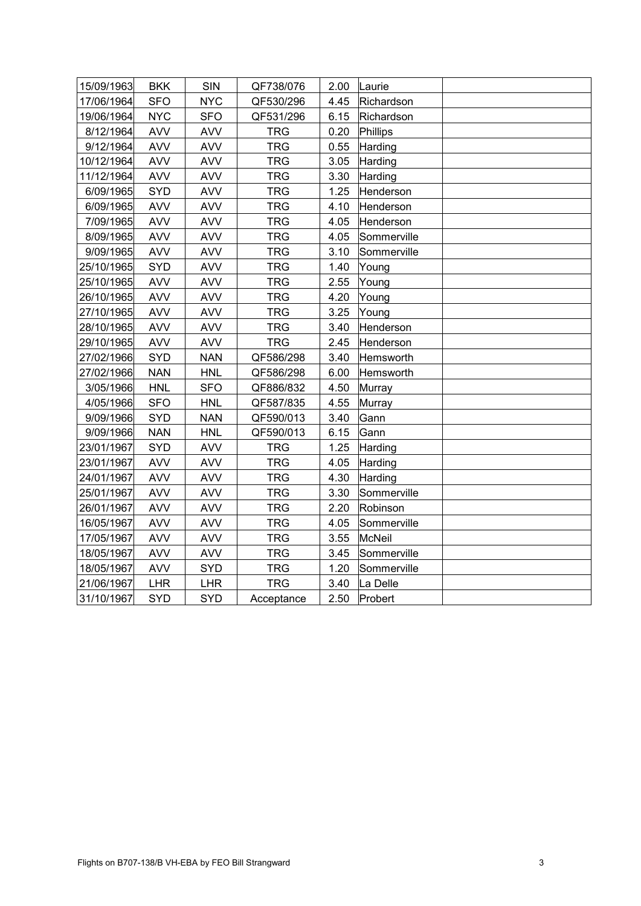| 15/09/1963 | BKK | SIN | QF738/076 | 2.00 | Laurie | |
|---|---|---|---|---|---|---|
| 17/06/1964 | SFO | NYC | QF530/296 | 4.45 | Richardson | |
| 19/06/1964 | NYC | SFO | QF531/296 | 6.15 | Richardson | |
| 8/12/1964 | AVV | AVV | TRG | 0.20 | Phillips | |
| 9/12/1964 | AVV | AVV | TRG | 0.55 | Harding | |
| 10/12/1964 | AVV | AVV | TRG | 3.05 | Harding | |
| 11/12/1964 | AVV | AVV | TRG | 3.30 | Harding | |
| 6/09/1965 | SYD | AVV | TRG | 1.25 | Henderson | |
| 6/09/1965 | AVV | AVV | TRG | 4.10 | Henderson | |
| 7/09/1965 | AVV | AVV | TRG | 4.05 | Henderson | |
| 8/09/1965 | AVV | AVV | TRG | 4.05 | Sommerville | |
| 9/09/1965 | AVV | AVV | TRG | 3.10 | Sommerville | |
| 25/10/1965 | SYD | AVV | TRG | 1.40 | Young | |
| 25/10/1965 | AVV | AVV | TRG | 2.55 | Young | |
| 26/10/1965 | AVV | AVV | TRG | 4.20 | Young | |
| 27/10/1965 | AVV | AVV | TRG | 3.25 | Young | |
| 28/10/1965 | AVV | AVV | TRG | 3.40 | Henderson | |
| 29/10/1965 | AVV | AVV | TRG | 2.45 | Henderson | |
| 27/02/1966 | SYD | NAN | QF586/298 | 3.40 | Hemsworth | |
| 27/02/1966 | NAN | HNL | QF586/298 | 6.00 | Hemsworth | |
| 3/05/1966 | HNL | SFO | QF886/832 | 4.50 | Murray | |
| 4/05/1966 | SFO | HNL | QF587/835 | 4.55 | Murray | |
| 9/09/1966 | SYD | NAN | QF590/013 | 3.40 | Gann | |
| 9/09/1966 | NAN | HNL | QF590/013 | 6.15 | Gann | |
| 23/01/1967 | SYD | AVV | TRG | 1.25 | Harding | |
| 23/01/1967 | AVV | AVV | TRG | 4.05 | Harding | |
| 24/01/1967 | AVV | AVV | TRG | 4.30 | Harding | |
| 25/01/1967 | AVV | AVV | TRG | 3.30 | Sommerville | |
| 26/01/1967 | AVV | AVV | TRG | 2.20 | Robinson | |
| 16/05/1967 | AVV | AVV | TRG | 4.05 | Sommerville | |
| 17/05/1967 | AVV | AVV | TRG | 3.55 | McNeil | |
| 18/05/1967 | AVV | AVV | TRG | 3.45 | Sommerville | |
| 18/05/1967 | AVV | SYD | TRG | 1.20 | Sommerville | |
| 21/06/1967 | LHR | LHR | TRG | 3.40 | La Delle | |
| 31/10/1967 | SYD | SYD | Acceptance | 2.50 | Probert | |

Flights on B707-138/B VH-EBA by FEO Bill Strangward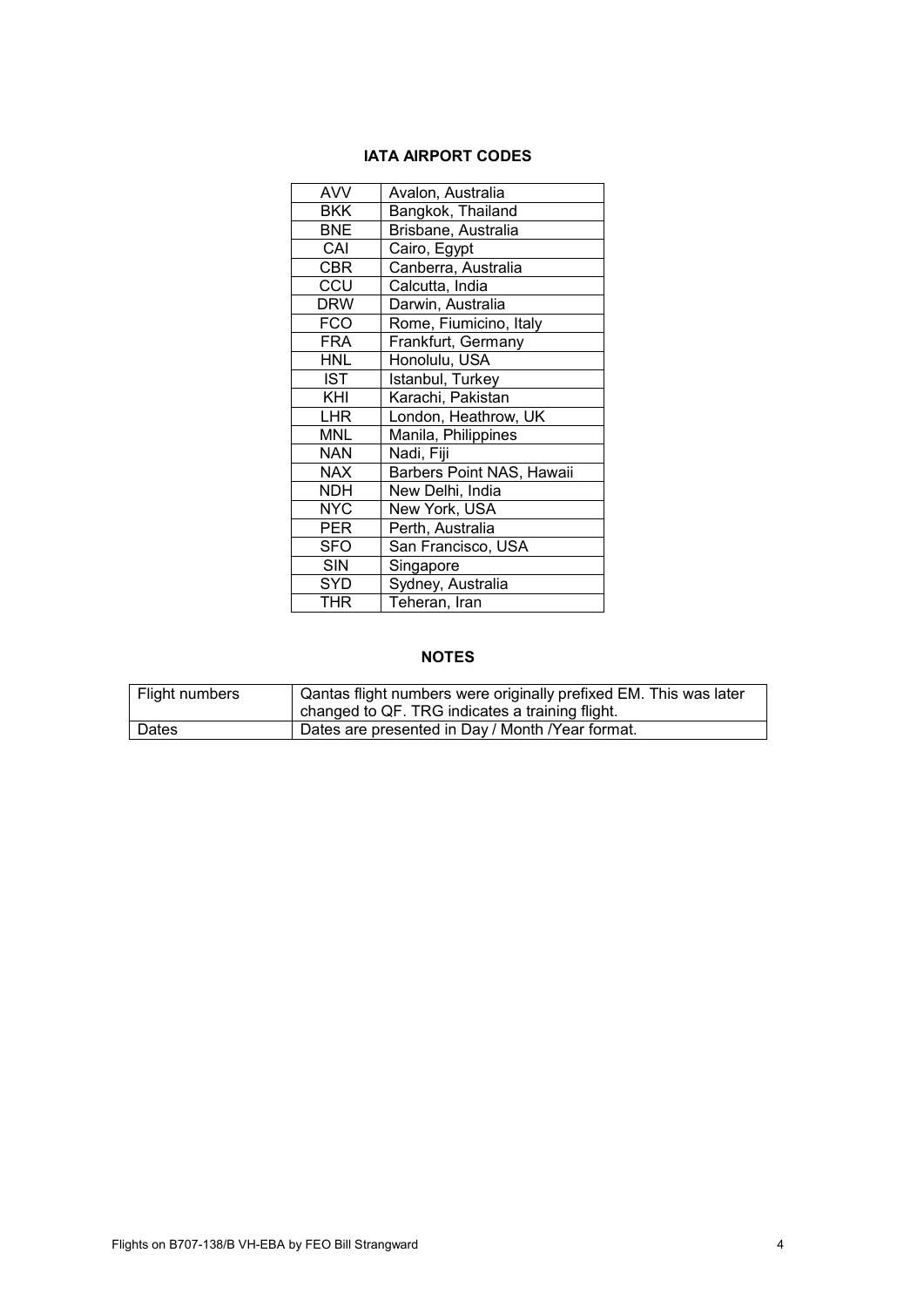## IATA AIRPORT CODES

| | |
|---|---|
| AVV | Avalon, Australia |
| BKK | Bangkok, Thailand |
| BNE | Brisbane, Australia |
| CAI | Cairo, Egypt |
| CBR | Canberra, Australia |
| CCU | Calcutta, India |
| DRW | Darwin, Australia |
| FCO | Rome, Fiumicino, Italy |
| FRA | Frankfurt, Germany |
| HNL | Honolulu, USA |
| IST | Istanbul, Turkey |
| KHI | Karachi, Pakistan |
| LHR | London, Heathrow, UK |
| MNL | Manila, Philippines |
| NAN | Nadi, Fiji |
| NAX | Barbers Point NAS, Hawaii |
| NDH | New Delhi, India |
| NYC | New York, USA |
| PER | Perth, Australia |
| SFO | San Francisco, USA |
| SIN | Singapore |
| SYD | Sydney, Australia |
| THR | Teheran, Iran |

## NOTES

| | |
|---|---|
| Flight numbers | Qantas flight numbers were originally prefixed EM. This was later changed to QF. TRG indicates a training flight. |
| Dates | Dates are presented in Day / Month /Year format. |